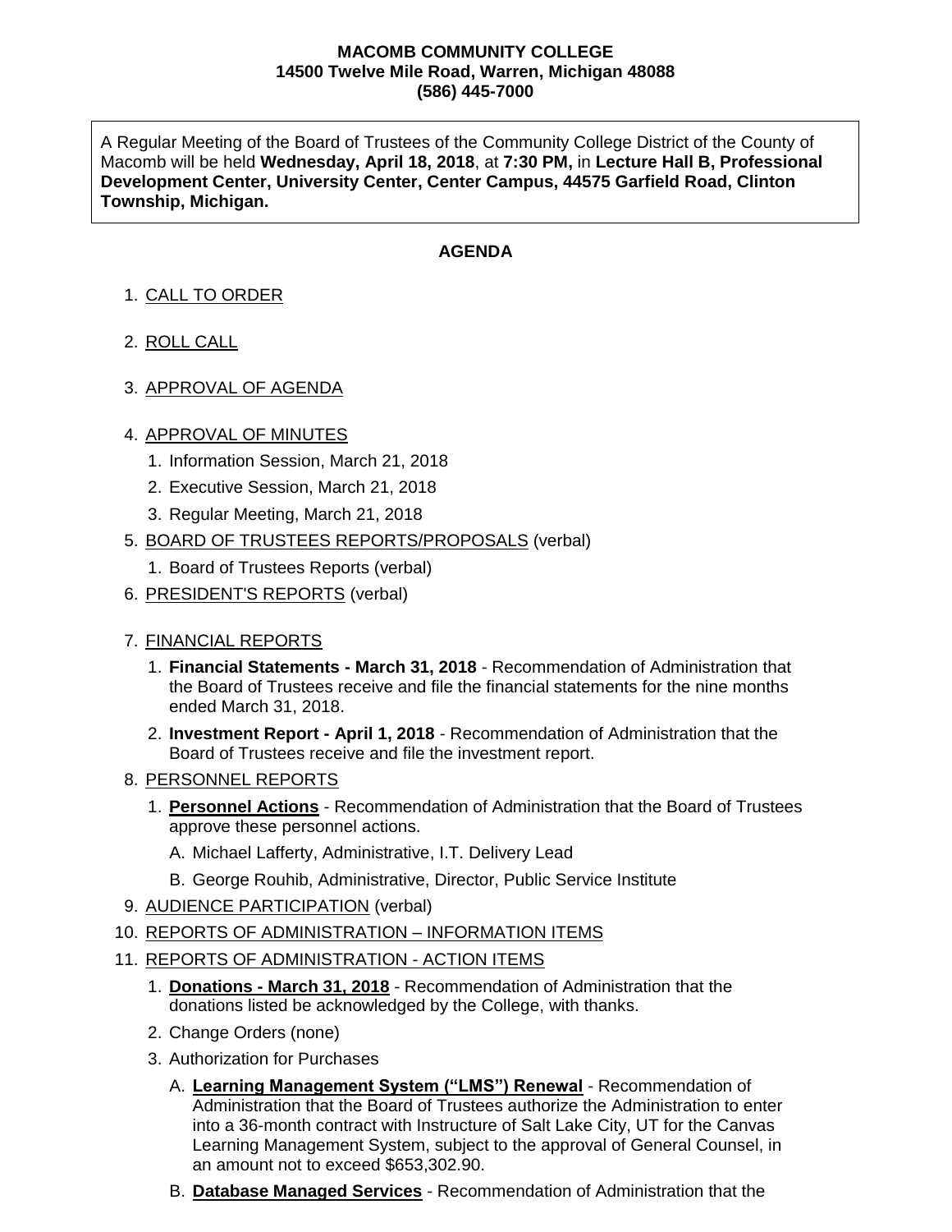**MACOMB COMMUNITY COLLEGE**
**14500 Twelve Mile Road, Warren, Michigan 48088**
**(586) 445-7000**

A Regular Meeting of the Board of Trustees of the Community College District of the County of Macomb will be held **Wednesday, April 18, 2018**, at **7:30 PM,** in **Lecture Hall B, Professional Development Center, University Center, Center Campus, 44575 Garfield Road, Clinton Township, Michigan.**

## AGENDA

1. CALL TO ORDER
2. ROLL CALL
3. APPROVAL OF AGENDA
4. APPROVAL OF MINUTES
    1. Information Session, March 21, 2018
    2. Executive Session, March 21, 2018
    3. Regular Meeting, March 21, 2018
5. BOARD OF TRUSTEES REPORTS/PROPOSALS (verbal)
    1. Board of Trustees Reports (verbal)
6. PRESIDENT'S REPORTS (verbal)
7. FINANCIAL REPORTS
    1. **Financial Statements - March 31, 2018** - Recommendation of Administration that the Board of Trustees receive and file the financial statements for the nine months ended March 31, 2018.
    2. **Investment Report - April 1, 2018** - Recommendation of Administration that the Board of Trustees receive and file the investment report.
8. PERSONNEL REPORTS
    1. **Personnel Actions** - Recommendation of Administration that the Board of Trustees approve these personnel actions.
        - A. Michael Lafferty, Administrative, I.T. Delivery Lead
        - B. George Rouhib, Administrative, Director, Public Service Institute
9. AUDIENCE PARTICIPATION (verbal)
10. REPORTS OF ADMINISTRATION – INFORMATION ITEMS
11. REPORTS OF ADMINISTRATION - ACTION ITEMS
    1. **Donations - March 31, 2018** - Recommendation of Administration that the donations listed be acknowledged by the College, with thanks.
    2. Change Orders (none)
    3. Authorization for Purchases
        - A. **Learning Management System ("LMS") Renewal** - Recommendation of Administration that the Board of Trustees authorize the Administration to enter into a 36-month contract with Instructure of Salt Lake City, UT for the Canvas Learning Management System, subject to the approval of General Counsel, in an amount not to exceed $653,302.90.
        - B. **Database Managed Services** - Recommendation of Administration that the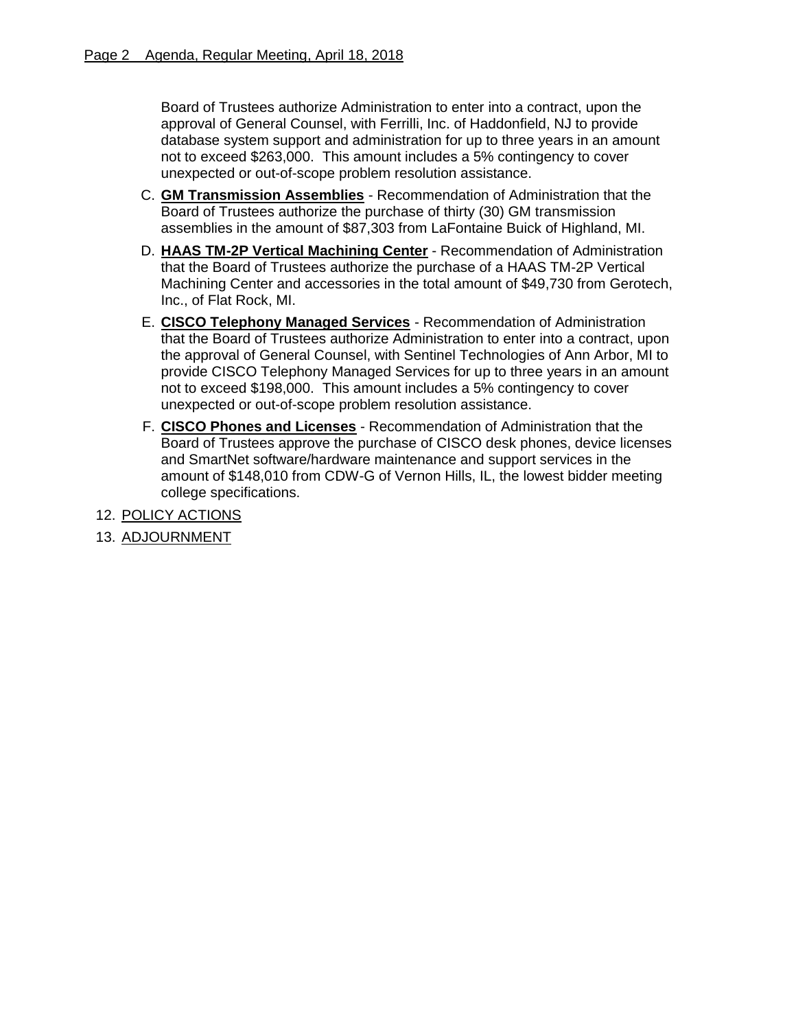Board of Trustees authorize Administration to enter into a contract, upon the approval of General Counsel, with Ferrilli, Inc. of Haddonfield, NJ to provide database system support and administration for up to three years in an amount not to exceed $263,000. This amount includes a 5% contingency to cover unexpected or out-of-scope problem resolution assistance.

C. **GM Transmission Assemblies** - Recommendation of Administration that the Board of Trustees authorize the purchase of thirty (30) GM transmission assemblies in the amount of $87,303 from LaFontaine Buick of Highland, MI.

D. **HAAS TM-2P Vertical Machining Center** - Recommendation of Administration that the Board of Trustees authorize the purchase of a HAAS TM-2P Vertical Machining Center and accessories in the total amount of $49,730 from Gerotech, Inc., of Flat Rock, MI.

E. **CISCO Telephony Managed Services** - Recommendation of Administration that the Board of Trustees authorize Administration to enter into a contract, upon the approval of General Counsel, with Sentinel Technologies of Ann Arbor, MI to provide CISCO Telephony Managed Services for up to three years in an amount not to exceed $198,000. This amount includes a 5% contingency to cover unexpected or out-of-scope problem resolution assistance.

F. **CISCO Phones and Licenses** - Recommendation of Administration that the Board of Trustees approve the purchase of CISCO desk phones, device licenses and SmartNet software/hardware maintenance and support services in the amount of $148,010 from CDW-G of Vernon Hills, IL, the lowest bidder meeting college specifications.

12. POLICY ACTIONS

13. ADJOURNMENT